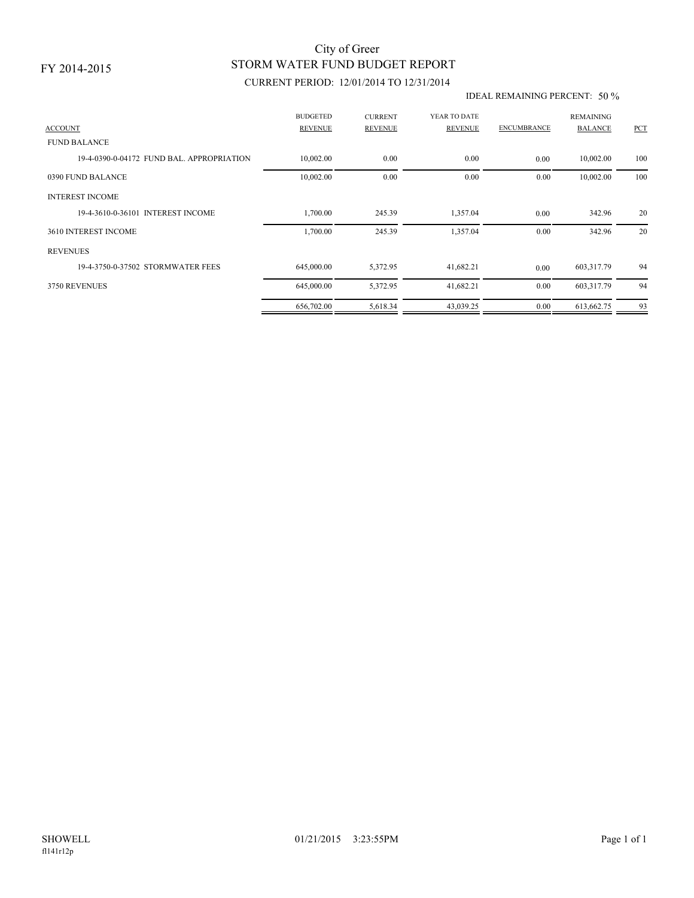FY 2014-2015

# City of Greer
## STORM WATER FUND BUDGET REPORT
### CURRENT PERIOD: 12/01/2014 TO 12/31/2014

IDEAL REMAINING PERCENT: 50 %

| ACCOUNT | BUDGETED REVENUE | CURRENT REVENUE | YEAR TO DATE REVENUE | ENCUMBRANCE | REMAINING BALANCE | PCT |
|---|---|---|---|---|---|---|
| FUND BALANCE | | | | | | |
| 19-4-0390-0-04172 FUND BAL. APPROPRIATION | 10,002.00 | 0.00 | 0.00 | 0.00 | 10,002.00 | 100 |
| 0390 FUND BALANCE | 10,002.00 | 0.00 | 0.00 | 0.00 | 10,002.00 | 100 |
| INTEREST INCOME | | | | | | |
| 19-4-3610-0-36101 INTEREST INCOME | 1,700.00 | 245.39 | 1,357.04 | 0.00 | 342.96 | 20 |
| 3610 INTEREST INCOME | 1,700.00 | 245.39 | 1,357.04 | 0.00 | 342.96 | 20 |
| REVENUES | | | | | | |
| 19-4-3750-0-37502 STORMWATER FEES | 645,000.00 | 5,372.95 | 41,682.21 | 0.00 | 603,317.79 | 94 |
| 3750 REVENUES | 645,000.00 | 5,372.95 | 41,682.21 | 0.00 | 603,317.79 | 94 |
| | 656,702.00 | 5,618.34 | 43,039.25 | 0.00 | 613,662.75 | 93 |

SHOWELL
fl141r12p

01/21/2015 3:23:55PM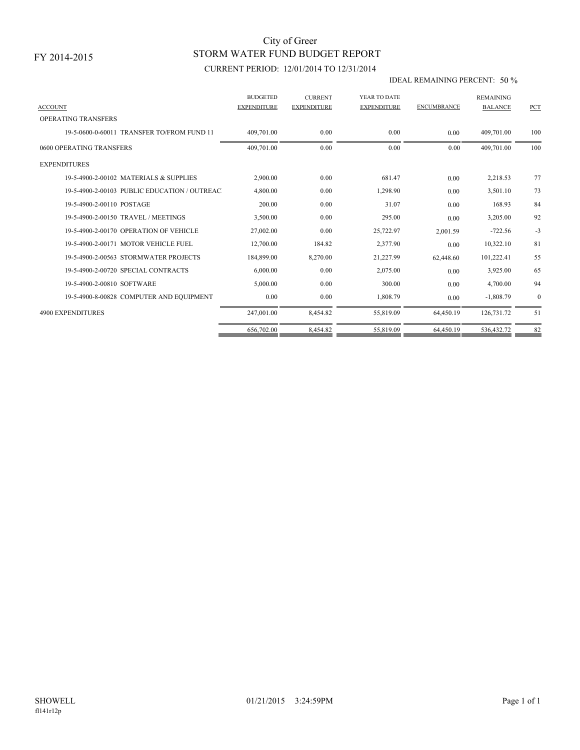FY 2014-2015

# City of Greer
## STORM WATER FUND BUDGET REPORT
### CURRENT PERIOD: 12/01/2014 TO 12/31/2014

IDEAL REMAINING PERCENT: 50 %

| ACCOUNT | BUDGETED EXPENDITURE | CURRENT EXPENDITURE | YEAR TO DATE EXPENDITURE | ENCUMBRANCE | REMAINING BALANCE | PCT |
|---|---|---|---|---|---|---|
| OPERATING TRANSFERS | | | | | | |
| 19-5-0600-0-60011 TRANSFER TO/FROM FUND 11 | 409,701.00 | 0.00 | 0.00 | 0.00 | 409,701.00 | 100 |
| 0600 OPERATING TRANSFERS | 409,701.00 | 0.00 | 0.00 | 0.00 | 409,701.00 | 100 |
| EXPENDITURES | | | | | | |
| 19-5-4900-2-00102 MATERIALS & SUPPLIES | 2,900.00 | 0.00 | 681.47 | 0.00 | 2,218.53 | 77 |
| 19-5-4900-2-00103 PUBLIC EDUCATION / OUTREAC | 4,800.00 | 0.00 | 1,298.90 | 0.00 | 3,501.10 | 73 |
| 19-5-4900-2-00110 POSTAGE | 200.00 | 0.00 | 31.07 | 0.00 | 168.93 | 84 |
| 19-5-4900-2-00150 TRAVEL / MEETINGS | 3,500.00 | 0.00 | 295.00 | 0.00 | 3,205.00 | 92 |
| 19-5-4900-2-00170 OPERATION OF VEHICLE | 27,002.00 | 0.00 | 25,722.97 | 2,001.59 | -722.56 | -3 |
| 19-5-4900-2-00171 MOTOR VEHICLE FUEL | 12,700.00 | 184.82 | 2,377.90 | 0.00 | 10,322.10 | 81 |
| 19-5-4900-2-00563 STORMWATER PROJECTS | 184,899.00 | 8,270.00 | 21,227.99 | 62,448.60 | 101,222.41 | 55 |
| 19-5-4900-2-00720 SPECIAL CONTRACTS | 6,000.00 | 0.00 | 2,075.00 | 0.00 | 3,925.00 | 65 |
| 19-5-4900-2-00810 SOFTWARE | 5,000.00 | 0.00 | 300.00 | 0.00 | 4,700.00 | 94 |
| 19-5-4900-8-00828 COMPUTER AND EQUIPMENT | 0.00 | 0.00 | 1,808.79 | 0.00 | -1,808.79 | 0 |
| 4900 EXPENDITURES | 247,001.00 | 8,454.82 | 55,819.09 | 64,450.19 | 126,731.72 | 51 |
| | 656,702.00 | 8,454.82 | 55,819.09 | 64,450.19 | 536,432.72 | 82 |

SHOWELL 01/21/2015 3:24:59PM

fl141r12p